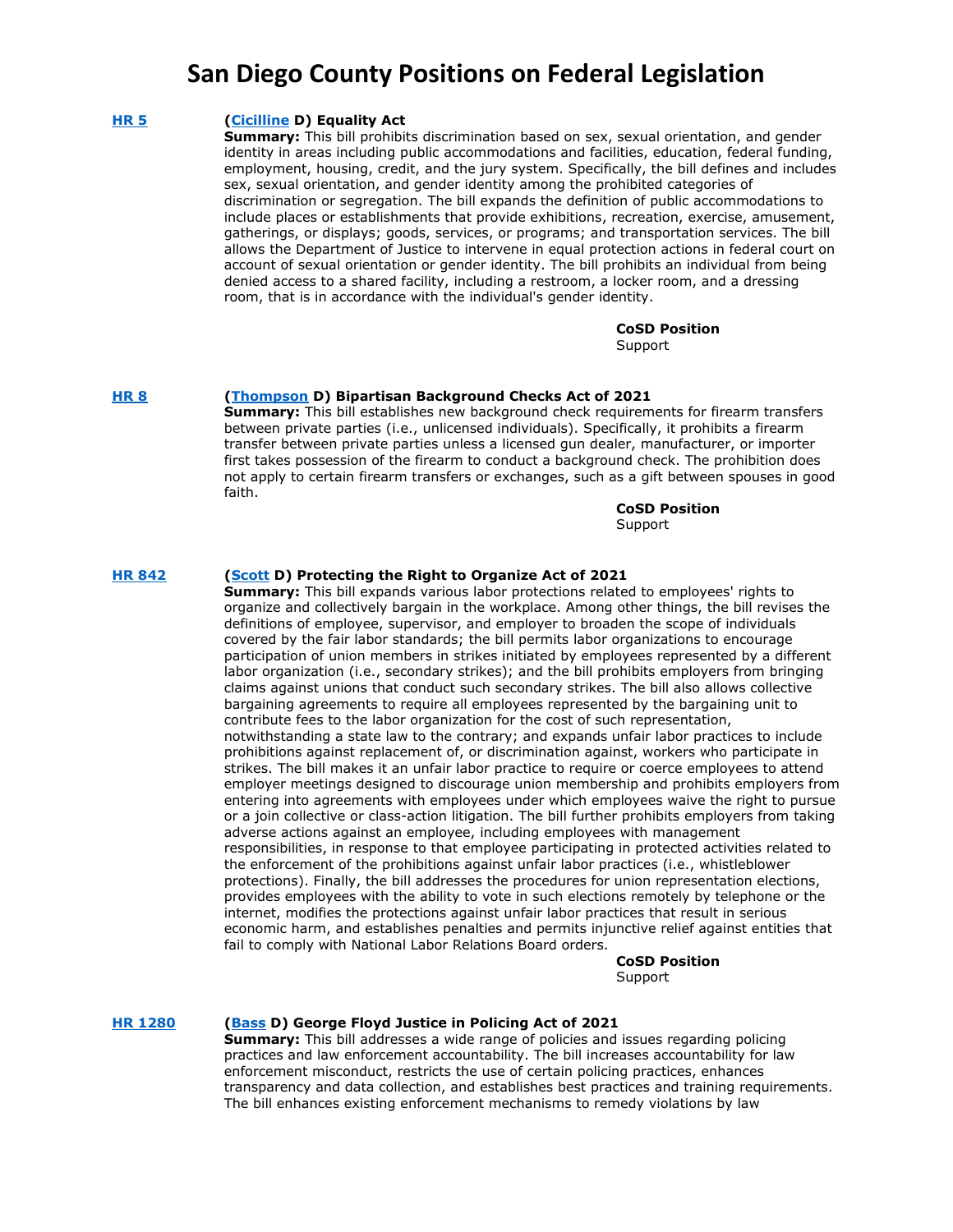# San Diego County Positions on Federal Legislation

**HR 5** **(Cicilline D) Equality Act**

**Summary:** This bill prohibits discrimination based on sex, sexual orientation, and gender identity in areas including public accommodations and facilities, education, federal funding, employment, housing, credit, and the jury system. Specifically, the bill defines and includes sex, sexual orientation, and gender identity among the prohibited categories of discrimination or segregation. The bill expands the definition of public accommodations to include places or establishments that provide exhibitions, recreation, exercise, amusement, gatherings, or displays; goods, services, or programs; and transportation services. The bill allows the Department of Justice to intervene in equal protection actions in federal court on account of sexual orientation or gender identity. The bill prohibits an individual from being denied access to a shared facility, including a restroom, a locker room, and a dressing room, that is in accordance with the individual's gender identity.

**CoSD Position**
Support

**HR 8** **(Thompson D) Bipartisan Background Checks Act of 2021**

**Summary:** This bill establishes new background check requirements for firearm transfers between private parties (i.e., unlicensed individuals). Specifically, it prohibits a firearm transfer between private parties unless a licensed gun dealer, manufacturer, or importer first takes possession of the firearm to conduct a background check. The prohibition does not apply to certain firearm transfers or exchanges, such as a gift between spouses in good faith.

**CoSD Position**
Support

**HR 842** **(Scott D) Protecting the Right to Organize Act of 2021**

**Summary:** This bill expands various labor protections related to employees' rights to organize and collectively bargain in the workplace. Among other things, the bill revises the definitions of employee, supervisor, and employer to broaden the scope of individuals covered by the fair labor standards; the bill permits labor organizations to encourage participation of union members in strikes initiated by employees represented by a different labor organization (i.e., secondary strikes); and the bill prohibits employers from bringing claims against unions that conduct such secondary strikes. The bill also allows collective bargaining agreements to require all employees represented by the bargaining unit to contribute fees to the labor organization for the cost of such representation, notwithstanding a state law to the contrary; and expands unfair labor practices to include prohibitions against replacement of, or discrimination against, workers who participate in strikes. The bill makes it an unfair labor practice to require or coerce employees to attend employer meetings designed to discourage union membership and prohibits employers from entering into agreements with employees under which employees waive the right to pursue or a join collective or class-action litigation. The bill further prohibits employers from taking adverse actions against an employee, including employees with management responsibilities, in response to that employee participating in protected activities related to the enforcement of the prohibitions against unfair labor practices (i.e., whistleblower protections). Finally, the bill addresses the procedures for union representation elections, provides employees with the ability to vote in such elections remotely by telephone or the internet, modifies the protections against unfair labor practices that result in serious economic harm, and establishes penalties and permits injunctive relief against entities that fail to comply with National Labor Relations Board orders.

**CoSD Position**
Support

**HR 1280** **(Bass D) George Floyd Justice in Policing Act of 2021**

**Summary:** This bill addresses a wide range of policies and issues regarding policing practices and law enforcement accountability. The bill increases accountability for law enforcement misconduct, restricts the use of certain policing practices, enhances transparency and data collection, and establishes best practices and training requirements. The bill enhances existing enforcement mechanisms to remedy violations by law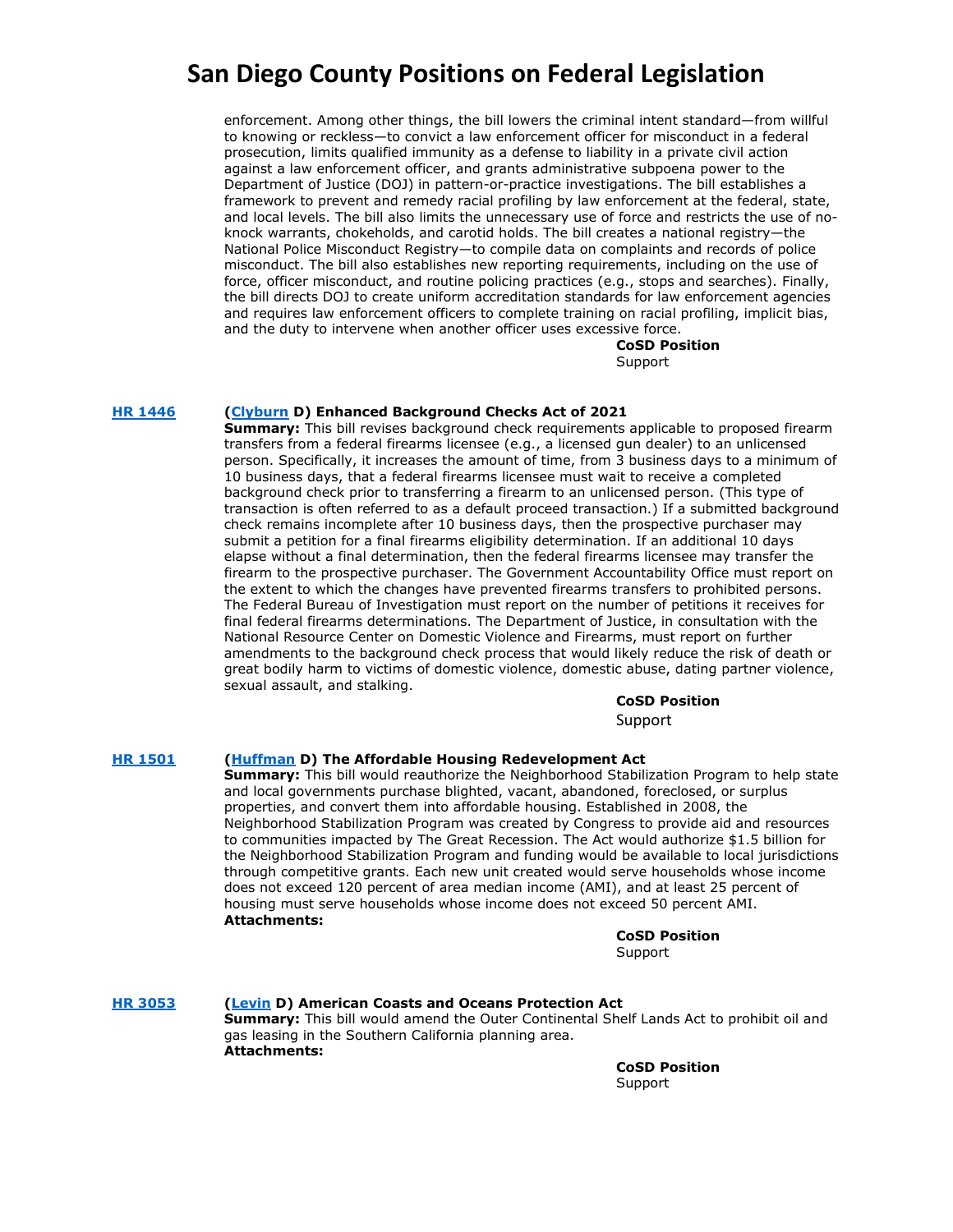enforcement. Among other things, the bill lowers the criminal intent standard—from willful to knowing or reckless—to convict a law enforcement officer for misconduct in a federal prosecution, limits qualified immunity as a defense to liability in a private civil action against a law enforcement officer, and grants administrative subpoena power to the Department of Justice (DOJ) in pattern-or-practice investigations. The bill establishes a framework to prevent and remedy racial profiling by law enforcement at the federal, state, and local levels. The bill also limits the unnecessary use of force and restricts the use of no-knock warrants, chokeholds, and carotid holds. The bill creates a national registry—the National Police Misconduct Registry—to compile data on complaints and records of police misconduct. The bill also establishes new reporting requirements, including on the use of force, officer misconduct, and routine policing practices (e.g., stops and searches). Finally, the bill directs DOJ to create uniform accreditation standards for law enforcement agencies and requires law enforcement officers to complete training on racial profiling, implicit bias, and the duty to intervene when another officer uses excessive force.

**CoSD Position**
Support

**HR 1446** — **(Clyburn D) Enhanced Background Checks Act of 2021**

**Summary:** This bill revises background check requirements applicable to proposed firearm transfers from a federal firearms licensee (e.g., a licensed gun dealer) to an unlicensed person. Specifically, it increases the amount of time, from 3 business days to a minimum of 10 business days, that a federal firearms licensee must wait to receive a completed background check prior to transferring a firearm to an unlicensed person. (This type of transaction is often referred to as a default proceed transaction.) If a submitted background check remains incomplete after 10 business days, then the prospective purchaser may submit a petition for a final firearms eligibility determination. If an additional 10 days elapse without a final determination, then the federal firearms licensee may transfer the firearm to the prospective purchaser. The Government Accountability Office must report on the extent to which the changes have prevented firearms transfers to prohibited persons. The Federal Bureau of Investigation must report on the number of petitions it receives for final federal firearms determinations. The Department of Justice, in consultation with the National Resource Center on Domestic Violence and Firearms, must report on further amendments to the background check process that would likely reduce the risk of death or great bodily harm to victims of domestic violence, domestic abuse, dating partner violence, sexual assault, and stalking.

**CoSD Position**
Support

**HR 1501** — **(Huffman D) The Affordable Housing Redevelopment Act**

**Summary:** This bill would reauthorize the Neighborhood Stabilization Program to help state and local governments purchase blighted, vacant, abandoned, foreclosed, or surplus properties, and convert them into affordable housing. Established in 2008, the Neighborhood Stabilization Program was created by Congress to provide aid and resources to communities impacted by The Great Recession. The Act would authorize $1.5 billion for the Neighborhood Stabilization Program and funding would be available to local jurisdictions through competitive grants. Each new unit created would serve households whose income does not exceed 120 percent of area median income (AMI), and at least 25 percent of housing must serve households whose income does not exceed 50 percent AMI.

**Attachments:**

**CoSD Position**
Support

**HR 3053** — **(Levin D) American Coasts and Oceans Protection Act**

**Summary:** This bill would amend the Outer Continental Shelf Lands Act to prohibit oil and gas leasing in the Southern California planning area.

**Attachments:**

**CoSD Position**
Support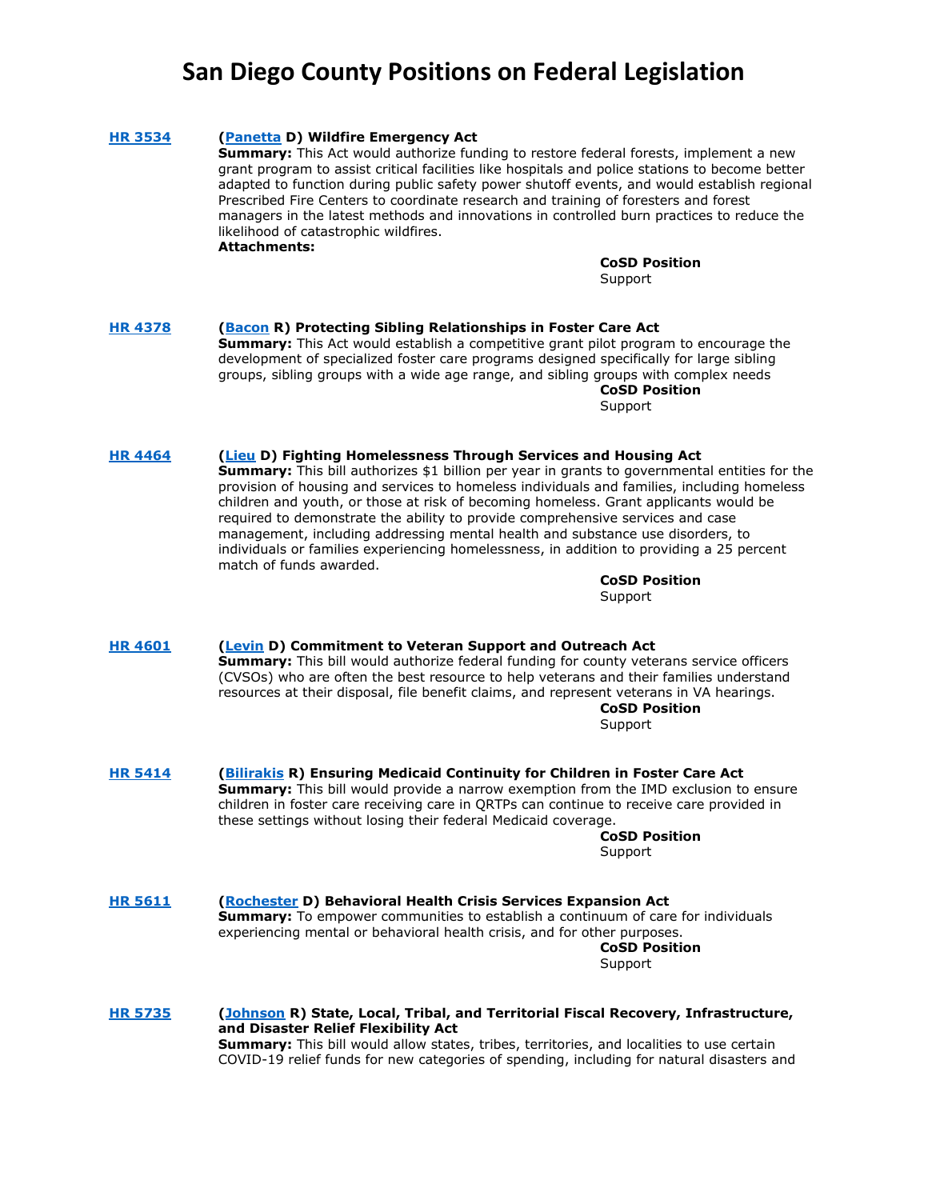# San Diego County Positions on Federal Legislation

**HR 3534**

**(Panetta D) Wildfire Emergency Act**

**Summary:** This Act would authorize funding to restore federal forests, implement a new grant program to assist critical facilities like hospitals and police stations to become better adapted to function during public safety power shutoff events, and would establish regional Prescribed Fire Centers to coordinate research and training of foresters and forest managers in the latest methods and innovations in controlled burn practices to reduce the likelihood of catastrophic wildfires.

**Attachments:**

**CoSD Position**
Support

**HR 4378**

**(Bacon R) Protecting Sibling Relationships in Foster Care Act**

**Summary:** This Act would establish a competitive grant pilot program to encourage the development of specialized foster care programs designed specifically for large sibling groups, sibling groups with a wide age range, and sibling groups with complex needs

**CoSD Position**
Support

**HR 4464**

**(Lieu D) Fighting Homelessness Through Services and Housing Act**

**Summary:** This bill authorizes $1 billion per year in grants to governmental entities for the provision of housing and services to homeless individuals and families, including homeless children and youth, or those at risk of becoming homeless. Grant applicants would be required to demonstrate the ability to provide comprehensive services and case management, including addressing mental health and substance use disorders, to individuals or families experiencing homelessness, in addition to providing a 25 percent match of funds awarded.

**CoSD Position**
Support

**HR 4601**

**(Levin D) Commitment to Veteran Support and Outreach Act**

**Summary:** This bill would authorize federal funding for county veterans service officers (CVSOs) who are often the best resource to help veterans and their families understand resources at their disposal, file benefit claims, and represent veterans in VA hearings.

**CoSD Position**
Support

**HR 5414**

**(Bilirakis R) Ensuring Medicaid Continuity for Children in Foster Care Act**

**Summary:** This bill would provide a narrow exemption from the IMD exclusion to ensure children in foster care receiving care in QRTPs can continue to receive care provided in these settings without losing their federal Medicaid coverage.

**CoSD Position**
Support

**HR 5611**

**(Rochester D) Behavioral Health Crisis Services Expansion Act**

**Summary:** To empower communities to establish a continuum of care for individuals experiencing mental or behavioral health crisis, and for other purposes.

**CoSD Position**
Support

**HR 5735**

**(Johnson R) State, Local, Tribal, and Territorial Fiscal Recovery, Infrastructure, and Disaster Relief Flexibility Act**

**Summary:** This bill would allow states, tribes, territories, and localities to use certain COVID-19 relief funds for new categories of spending, including for natural disasters and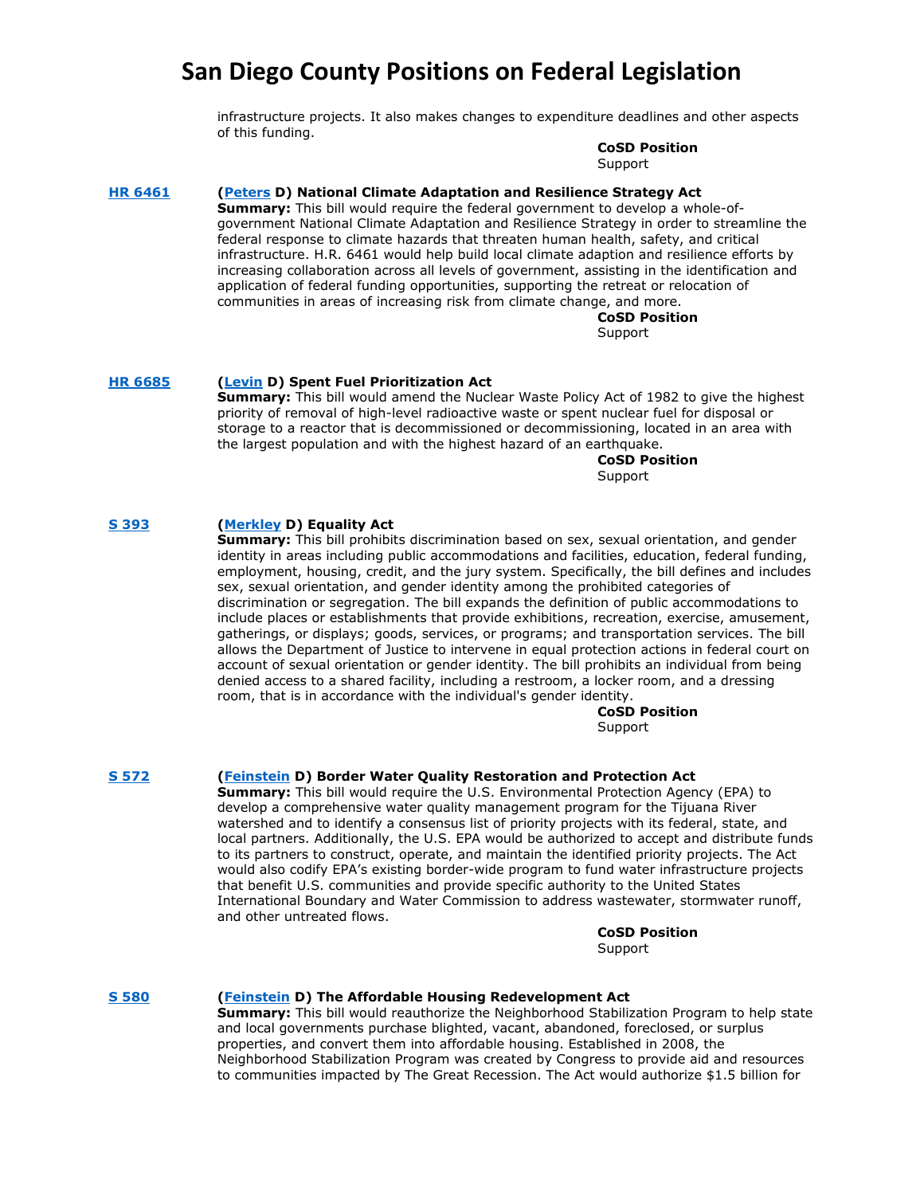infrastructure projects. It also makes changes to expenditure deadlines and other aspects of this funding.

**CoSD Position**
Support

**HR 6461**

**(Peters D) National Climate Adaptation and Resilience Strategy Act**
**Summary:** This bill would require the federal government to develop a whole-of-government National Climate Adaptation and Resilience Strategy in order to streamline the federal response to climate hazards that threaten human health, safety, and critical infrastructure. H.R. 6461 would help build local climate adaption and resilience efforts by increasing collaboration across all levels of government, assisting in the identification and application of federal funding opportunities, supporting the retreat or relocation of communities in areas of increasing risk from climate change, and more.

**CoSD Position**
Support

**HR 6685**

**(Levin D) Spent Fuel Prioritization Act**
**Summary:** This bill would amend the Nuclear Waste Policy Act of 1982 to give the highest priority of removal of high-level radioactive waste or spent nuclear fuel for disposal or storage to a reactor that is decommissioned or decommissioning, located in an area with the largest population and with the highest hazard of an earthquake.

**CoSD Position**
Support

**S 393**

**(Merkley D) Equality Act**
**Summary:** This bill prohibits discrimination based on sex, sexual orientation, and gender identity in areas including public accommodations and facilities, education, federal funding, employment, housing, credit, and the jury system. Specifically, the bill defines and includes sex, sexual orientation, and gender identity among the prohibited categories of discrimination or segregation. The bill expands the definition of public accommodations to include places or establishments that provide exhibitions, recreation, exercise, amusement, gatherings, or displays; goods, services, or programs; and transportation services. The bill allows the Department of Justice to intervene in equal protection actions in federal court on account of sexual orientation or gender identity. The bill prohibits an individual from being denied access to a shared facility, including a restroom, a locker room, and a dressing room, that is in accordance with the individual's gender identity.

**CoSD Position**
Support

**S 572**

**(Feinstein D) Border Water Quality Restoration and Protection Act**
**Summary:** This bill would require the U.S. Environmental Protection Agency (EPA) to develop a comprehensive water quality management program for the Tijuana River watershed and to identify a consensus list of priority projects with its federal, state, and local partners. Additionally, the U.S. EPA would be authorized to accept and distribute funds to its partners to construct, operate, and maintain the identified priority projects. The Act would also codify EPA's existing border-wide program to fund water infrastructure projects that benefit U.S. communities and provide specific authority to the United States International Boundary and Water Commission to address wastewater, stormwater runoff, and other untreated flows.

**CoSD Position**
Support

**S 580**

**(Feinstein D) The Affordable Housing Redevelopment Act**
**Summary:** This bill would reauthorize the Neighborhood Stabilization Program to help state and local governments purchase blighted, vacant, abandoned, foreclosed, or surplus properties, and convert them into affordable housing. Established in 2008, the Neighborhood Stabilization Program was created by Congress to provide aid and resources to communities impacted by The Great Recession. The Act would authorize $1.5 billion for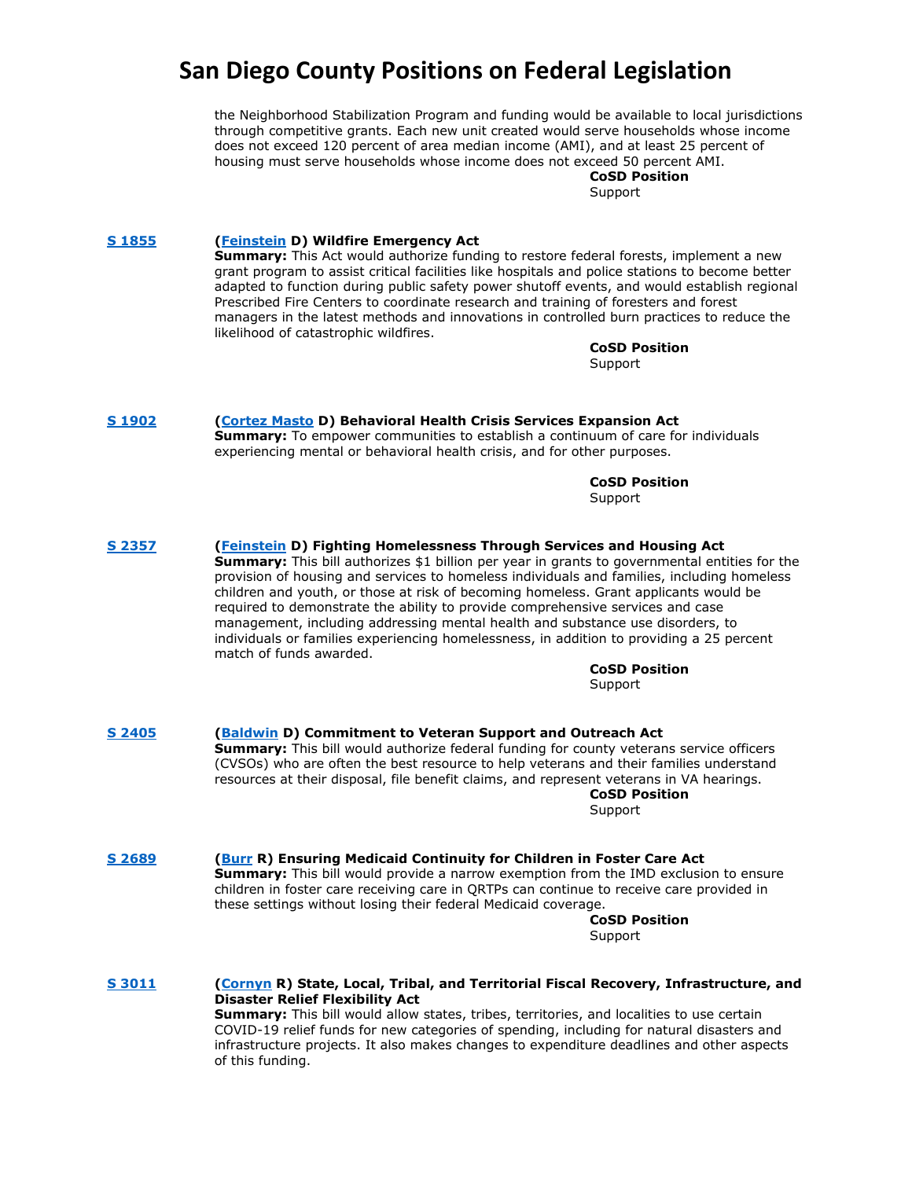the Neighborhood Stabilization Program and funding would be available to local jurisdictions through competitive grants. Each new unit created would serve households whose income does not exceed 120 percent of area median income (AMI), and at least 25 percent of housing must serve households whose income does not exceed 50 percent AMI.

**CoSD Position**
Support

---

**S 1855** — (**Feinstein** D) **Wildfire Emergency Act**

**Summary:** This Act would authorize funding to restore federal forests, implement a new grant program to assist critical facilities like hospitals and police stations to become better adapted to function during public safety power shutoff events, and would establish regional Prescribed Fire Centers to coordinate research and training of foresters and forest managers in the latest methods and innovations in controlled burn practices to reduce the likelihood of catastrophic wildfires.

**CoSD Position**
Support

---

**S 1902** — (**Cortez Masto** D) **Behavioral Health Crisis Services Expansion Act**

**Summary:** To empower communities to establish a continuum of care for individuals experiencing mental or behavioral health crisis, and for other purposes.

**CoSD Position**
Support

---

**S 2357** — (**Feinstein** D) **Fighting Homelessness Through Services and Housing Act**

**Summary:** This bill authorizes $1 billion per year in grants to governmental entities for the provision of housing and services to homeless individuals and families, including homeless children and youth, or those at risk of becoming homeless. Grant applicants would be required to demonstrate the ability to provide comprehensive services and case management, including addressing mental health and substance use disorders, to individuals or families experiencing homelessness, in addition to providing a 25 percent match of funds awarded.

**CoSD Position**
Support

---

**S 2405** — (**Baldwin** D) **Commitment to Veteran Support and Outreach Act**

**Summary:** This bill would authorize federal funding for county veterans service officers (CVSOs) who are often the best resource to help veterans and their families understand resources at their disposal, file benefit claims, and represent veterans in VA hearings.

**CoSD Position**
Support

---

**S 2689** — (**Burr** R) **Ensuring Medicaid Continuity for Children in Foster Care Act**

**Summary:** This bill would provide a narrow exemption from the IMD exclusion to ensure children in foster care receiving care in QRTPs can continue to receive care provided in these settings without losing their federal Medicaid coverage.

**CoSD Position**
Support

---

**S 3011** — (**Cornyn** R) **State, Local, Tribal, and Territorial Fiscal Recovery, Infrastructure, and Disaster Relief Flexibility Act**

**Summary:** This bill would allow states, tribes, territories, and localities to use certain COVID-19 relief funds for new categories of spending, including for natural disasters and infrastructure projects. It also makes changes to expenditure deadlines and other aspects of this funding.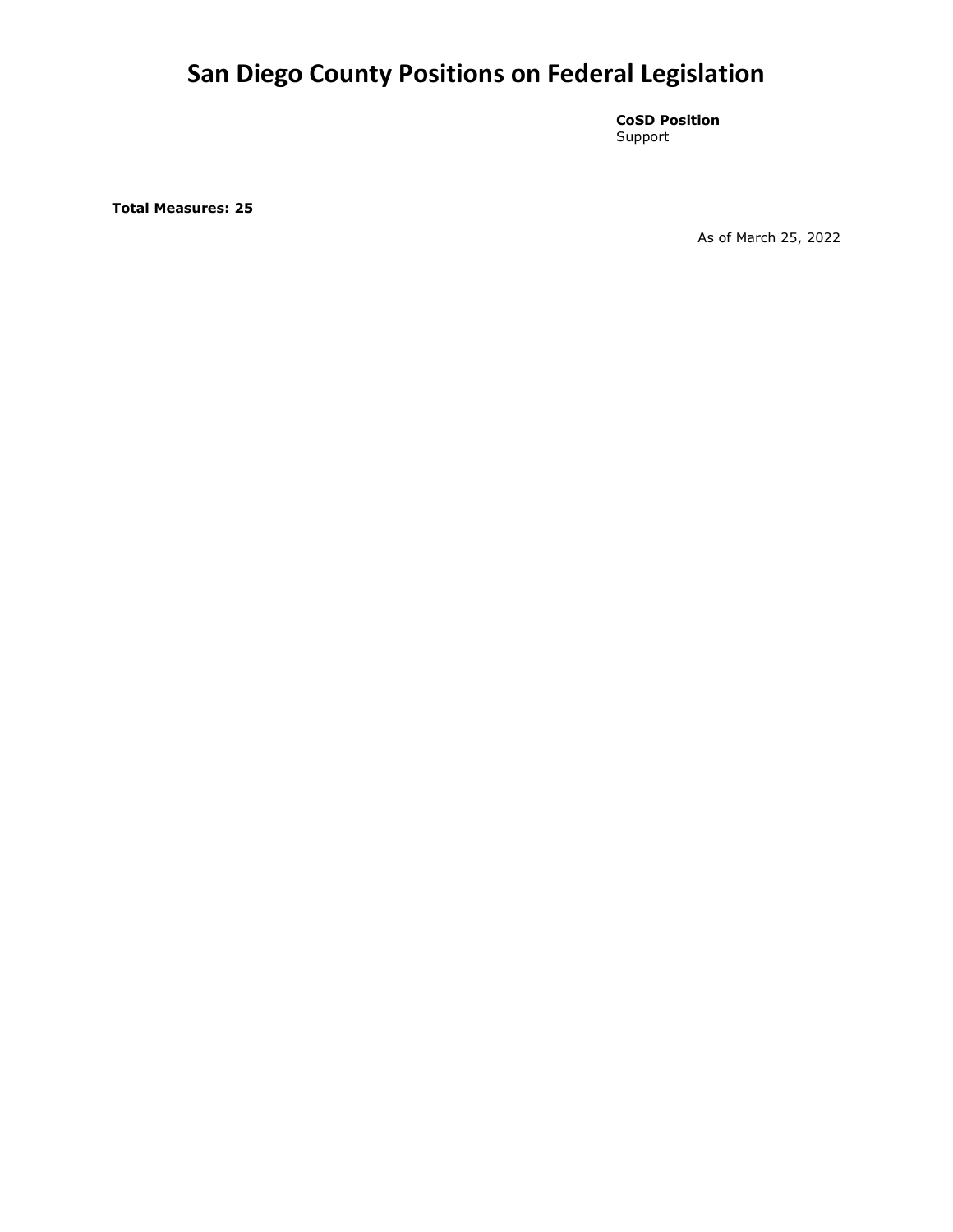# San Diego County Positions on Federal Legislation

**CoSD Position**
Support

**Total Measures: 25**

As of March 25, 2022